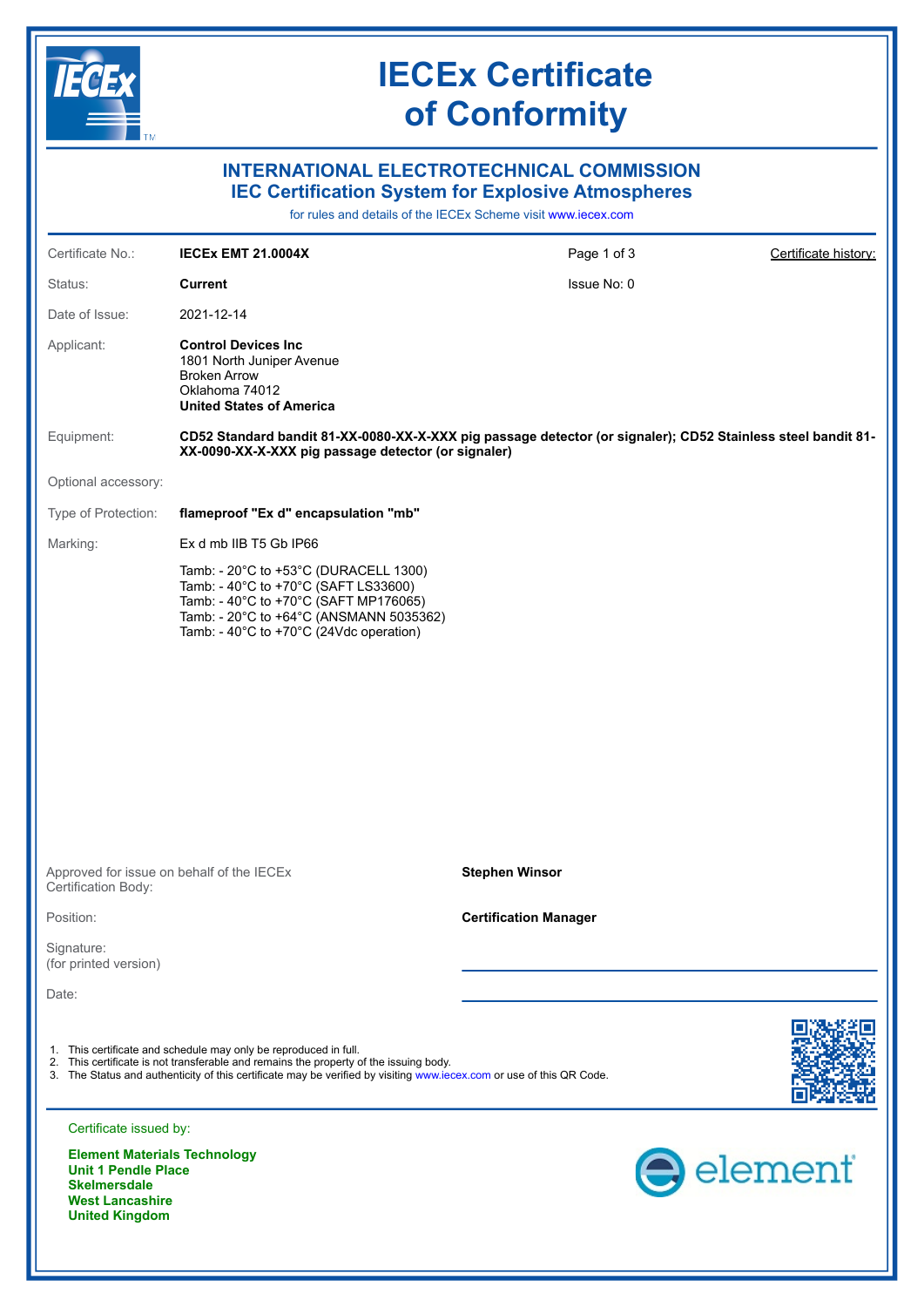# IECEx Certificate of Conformity

## INTERNATIONAL ELECTROTECHNICAL COMMISSION
## IEC Certification System for Explosive Atmospheres

for rules and details of the IECEx Scheme visit www.iecex.com

| | | | |
|---|---|---|---|
| Certificate No.: | **IECEx EMT 21.0004X** | | Certificate history: |
| Status: | **Current** | Issue No: 0 | |
| Date of Issue: | 2021-12-14 | | |

Applicant:
**Control Devices Inc**
1801 North Juniper Avenue
Broken Arrow
Oklahoma 74012
**United States of America**

Equipment: **CD52 Standard bandit 81-XX-0080-XX-X-XXX pig passage detector (or signaler); CD52 Stainless steel bandit 81-XX-0090-XX-X-XXX pig passage detector (or signaler)**

Optional accessory:

Type of Protection: **flameproof "Ex d" encapsulation "mb"**

Marking: Ex d mb IIB T5 Gb IP66

Tamb: - 20°C to +53°C (DURACELL 1300)
Tamb: - 40°C to +70°C (SAFT LS33600)
Tamb: - 40°C to +70°C (SAFT MP176065)
Tamb: - 20°C to +64°C (ANSMANN 5035362)
Tamb: - 40°C to +70°C (24Vdc operation)

Approved for issue on behalf of the IECEx Certification Body: **Stephen Winsor**

Position: **Certification Manager**

Signature:
(for printed version)

Date:

1. This certificate and schedule may only be reproduced in full.
2. This certificate is not transferable and remains the property of the issuing body.
3. The Status and authenticity of this certificate may be verified by visiting www.iecex.com or use of this QR Code.

Certificate issued by:

**Element Materials Technology**
**Unit 1 Pendle Place**
**Skelmersdale**
**West Lancashire**
**United Kingdom**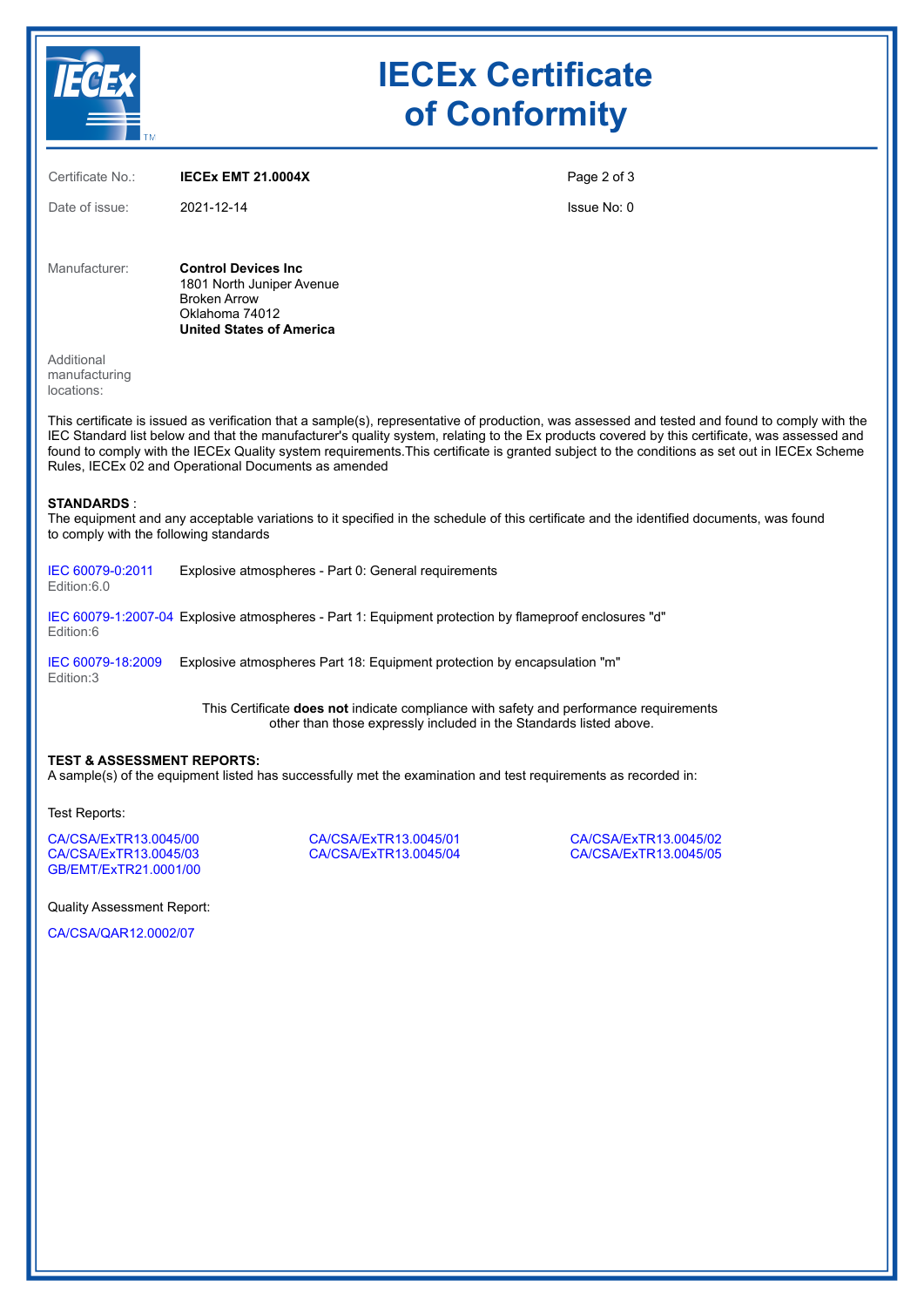# IECEx Certificate of Conformity

Certificate No.: **IECEx EMT 21.0004X**

Date of issue: 2021-12-14

Issue No: 0

Manufacturer: **Control Devices Inc**
1801 North Juniper Avenue
Broken Arrow
Oklahoma 74012
**United States of America**

Additional manufacturing locations:

This certificate is issued as verification that a sample(s), representative of production, was assessed and tested and found to comply with the IEC Standard list below and that the manufacturer's quality system, relating to the Ex products covered by this certificate, was assessed and found to comply with the IECEx Quality system requirements.This certificate is granted subject to the conditions as set out in IECEx Scheme Rules, IECEx 02 and Operational Documents as amended

**STANDARDS** :
The equipment and any acceptable variations to it specified in the schedule of this certificate and the identified documents, was found to comply with the following standards

IEC 60079-0:2011 Edition:6.0 — Explosive atmospheres - Part 0: General requirements

IEC 60079-1:2007-04 Edition:6 — Explosive atmospheres - Part 1: Equipment protection by flameproof enclosures "d"

IEC 60079-18:2009 Edition:3 — Explosive atmospheres Part 18: Equipment protection by encapsulation "m"

This Certificate **does not** indicate compliance with safety and performance requirements other than those expressly included in the Standards listed above.

**TEST & ASSESSMENT REPORTS:**
A sample(s) of the equipment listed has successfully met the examination and test requirements as recorded in:

Test Reports:

CA/CSA/ExTR13.0045/00
CA/CSA/ExTR13.0045/01
CA/CSA/ExTR13.0045/02
CA/CSA/ExTR13.0045/03
CA/CSA/ExTR13.0045/04
CA/CSA/ExTR13.0045/05
GB/EMT/ExTR21.0001/00

Quality Assessment Report:

CA/CSA/QAR12.0002/07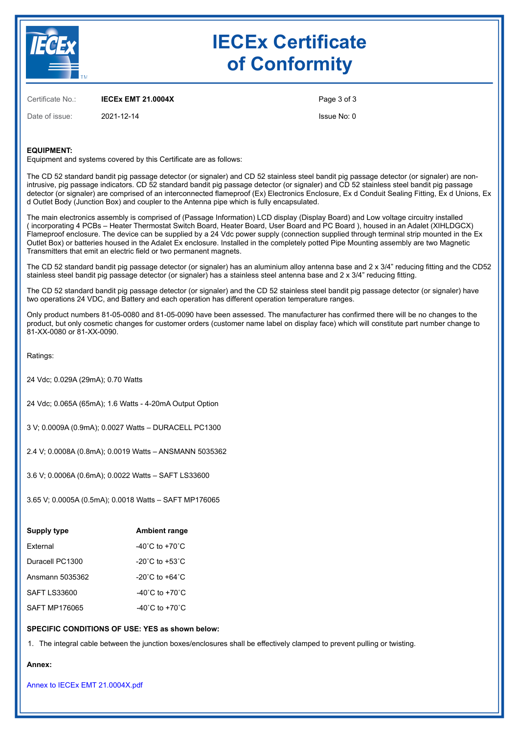# IECEx Certificate of Conformity

| | | | |
|---|---|---|---|
| Certificate No.: | **IECEx EMT 21.0004X** | | Page 3 of 3 |
| Date of issue: | 2021-12-14 | | Issue No: 0 |

**EQUIPMENT:**
Equipment and systems covered by this Certificate are as follows:

The CD 52 standard bandit pig passage detector (or signaler) and CD 52 stainless steel bandit pig passage detector (or signaler) are non-intrusive, pig passage indicators. CD 52 standard bandit pig passage detector (or signaler) and CD 52 stainless steel bandit pig passage detector (or signaler) are comprised of an interconnected flameproof (Ex) Electronics Enclosure, Ex d Conduit Sealing Fitting, Ex d Unions, Ex d Outlet Body (Junction Box) and coupler to the Antenna pipe which is fully encapsulated.

The main electronics assembly is comprised of (Passage Information) LCD display (Display Board) and Low voltage circuitry installed ( incorporating 4 PCBs – Heater Thermostat Switch Board, Heater Board, User Board and PC Board ), housed in an Adalet (XIHLDGCX) Flameproof enclosure. The device can be supplied by a 24 Vdc power supply (connection supplied through terminal strip mounted in the Ex Outlet Box) or batteries housed in the Adalet Ex enclosure. Installed in the completely potted Pipe Mounting assembly are two Magnetic Transmitters that emit an electric field or two permanent magnets.

The CD 52 standard bandit pig passage detector (or signaler) has an aluminium alloy antenna base and 2 x 3/4” reducing fitting and the CD52 stainless steel bandit pig passage detector (or signaler) has a stainless steel antenna base and 2 x 3/4” reducing fitting.

The CD 52 standard bandit pig passage detector (or signaler) and the CD 52 stainless steel bandit pig passage detector (or signaler) have two operations 24 VDC, and Battery and each operation has different operation temperature ranges.

Only product numbers 81-05-0080 and 81-05-0090 have been assessed. The manufacturer has confirmed there will be no changes to the product, but only cosmetic changes for customer orders (customer name label on display face) which will constitute part number change to 81-XX-0080 or 81-XX-0090.

Ratings:

24 Vdc; 0.029A (29mA); 0.70 Watts

24 Vdc; 0.065A (65mA); 1.6 Watts - 4-20mA Output Option

3 V; 0.0009A (0.9mA); 0.0027 Watts – DURACELL PC1300

2.4 V; 0.0008A (0.8mA); 0.0019 Watts – ANSMANN 5035362

3.6 V; 0.0006A (0.6mA); 0.0022 Watts – SAFT LS33600

3.65 V; 0.0005A (0.5mA); 0.0018 Watts – SAFT MP176065

| Supply type | Ambient range |
|---|---|
| External | -40˚C to +70˚C |
| Duracell PC1300 | -20˚C to +53˚C |
| Ansmann 5035362 | -20˚C to +64˚C |
| SAFT LS33600 | -40˚C to +70˚C |
| SAFT MP176065 | -40˚C to +70˚C |

**SPECIFIC CONDITIONS OF USE: YES as shown below:**

1. The integral cable between the junction boxes/enclosures shall be effectively clamped to prevent pulling or twisting.

**Annex:**

Annex to IECEx EMT 21.0004X.pdf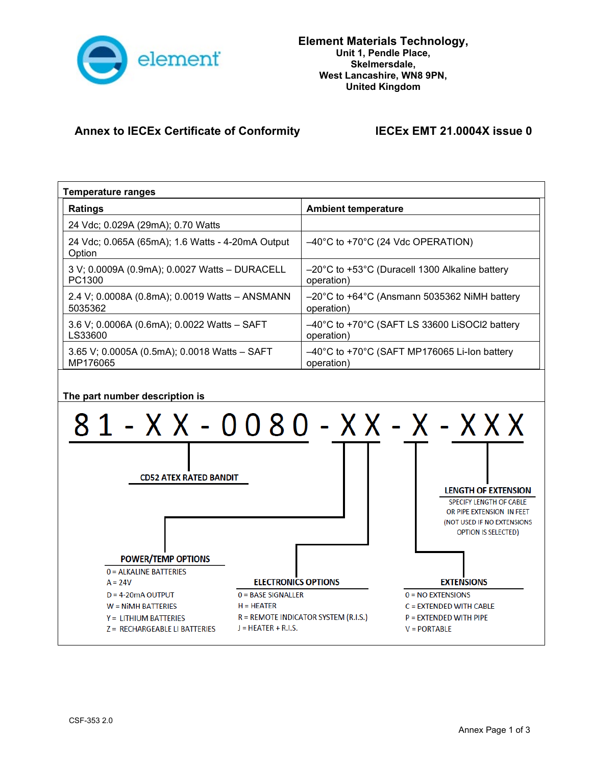**Element Materials Technology,**
**Unit 1, Pendle Place,**
**Skelmersdale,**
**West Lancashire, WN8 9PN,**
**United Kingdom**

## Annex to IECEx Certificate of Conformity — IECEx EMT 21.0004X issue 0

### Temperature ranges

| Ratings | Ambient temperature |
|---|---|
| 24 Vdc; 0.029A (29mA); 0.70 Watts | |
| 24 Vdc; 0.065A (65mA); 1.6 Watts - 4-20mA Output Option | –40°C to +70°C (24 Vdc OPERATION) |
| 3 V; 0.0009A (0.9mA); 0.0027 Watts – DURACELL PC1300 | –20°C to +53°C (Duracell 1300 Alkaline battery operation) |
| 2.4 V; 0.0008A (0.8mA); 0.0019 Watts – ANSMANN 5035362 | –20°C to +64°C (Ansmann 5035362 NiMH battery operation) |
| 3.6 V; 0.0006A (0.6mA); 0.0022 Watts – SAFT LS33600 | –40°C to +70°C (SAFT LS 33600 LiSOCl2 battery operation) |
| 3.65 V; 0.0005A (0.5mA); 0.0018 Watts – SAFT MP176065 | –40°C to +70°C (SAFT MP176065 Li-Ion battery operation) |

### The part number description is

**81 - X X - 0080 - X X - X - X X X**

- **81-XX-0080: CD52 ATEX RATED BANDIT**
- **First X after 0080: POWER/TEMP OPTIONS**
  - 0 = ALKALINE BATTERIES
  - A = 24V
  - D = 4-20mA OUTPUT
  - W = NiMH BATTERIES
  - Y = LITHIUM BATTERIES
  - Z = RECHARGEABLE LI BATTERIES
- **Second X after 0080: ELECTRONICS OPTIONS**
  - 0 = BASE SIGNALLER
  - H = HEATER
  - R = REMOTE INDICATOR SYSTEM (R.I.S.)
  - J = HEATER + R.I.S.
- **X: EXTENSIONS**
  - 0 = NO EXTENSIONS
  - C = EXTENDED WITH CABLE
  - P = EXTENDED WITH PIPE
  - V = PORTABLE
- **XXX: LENGTH OF EXTENSION**
  - SPECIFY LENGTH OF CABLE OR PIPE EXTENSION IN FEET (NOT USED IF NO EXTENSIONS OPTION IS SELECTED)

CSF-353 2.0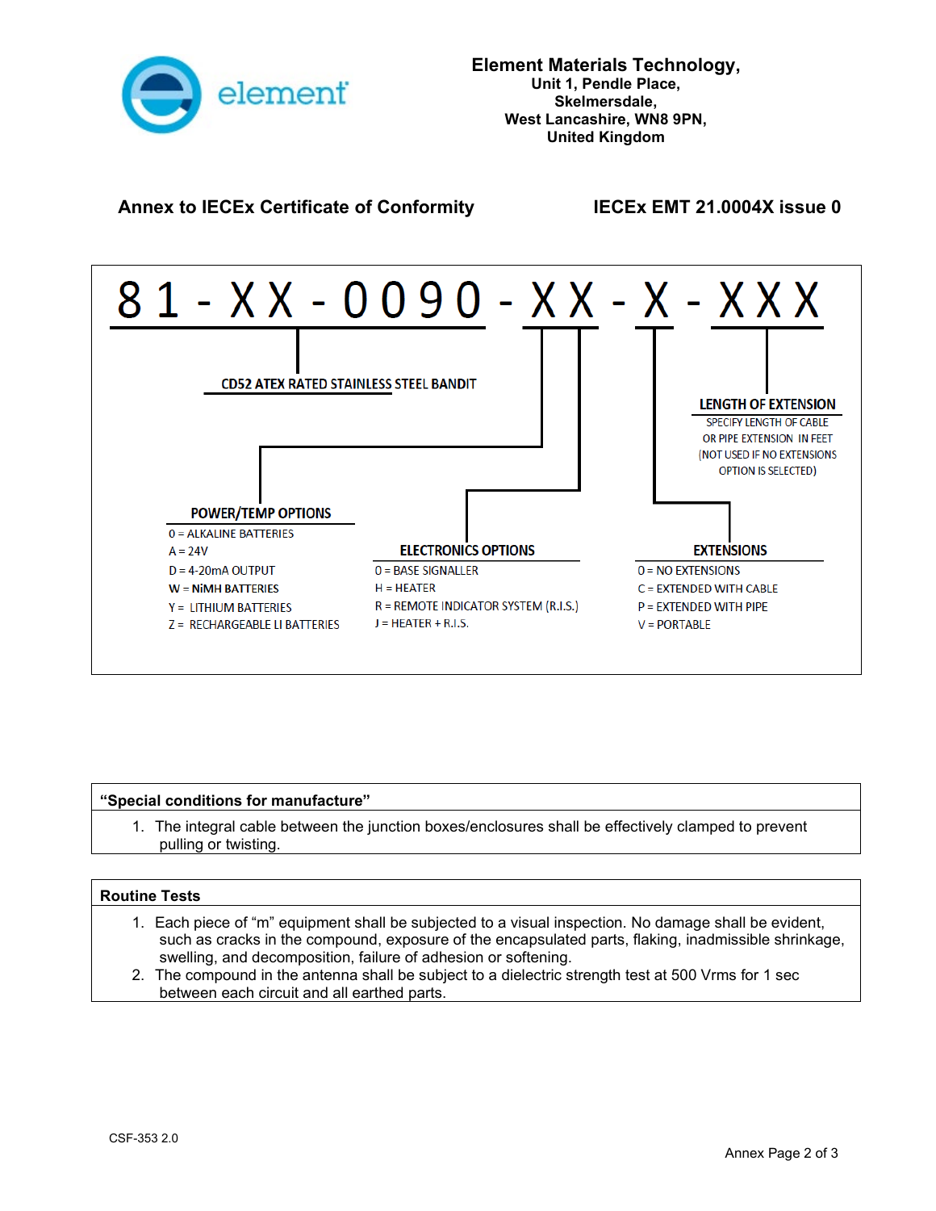Element Materials Technology,
Unit 1, Pendle Place,
Skelmersdale,
West Lancashire, WN8 9PN,
United Kingdom

**Annex to IECEx Certificate of Conformity** **IECEx EMT 21.0004X issue 0**

# 81 - XX - 0090 - XX - X - XXX

**CD52 ATEX RATED STAINLESS STEEL BANDIT**

**POWER/TEMP OPTIONS**
- 0 = ALKALINE BATTERIES
- A = 24V
- D = 4-20mA OUTPUT
- W = NiMH BATTERIES
- Y = LITHIUM BATTERIES
- Z = RECHARGEABLE LI BATTERIES

**ELECTRONICS OPTIONS**
- 0 = BASE SIGNALLER
- H = HEATER
- R = REMOTE INDICATOR SYSTEM (R.I.S.)
- J = HEATER + R.I.S.

**EXTENSIONS**
- 0 = NO EXTENSIONS
- C = EXTENDED WITH CABLE
- P = EXTENDED WITH PIPE
- V = PORTABLE

**LENGTH OF EXTENSION**
SPECIFY LENGTH OF CABLE OR PIPE EXTENSION IN FEET (NOT USED IF NO EXTENSIONS OPTION IS SELECTED)

**"Special conditions for manufacture"**

1. The integral cable between the junction boxes/enclosures shall be effectively clamped to prevent pulling or twisting.

**Routine Tests**

1. Each piece of "m" equipment shall be subjected to a visual inspection. No damage shall be evident, such as cracks in the compound, exposure of the encapsulated parts, flaking, inadmissible shrinkage, swelling, and decomposition, failure of adhesion or softening.
2. The compound in the antenna shall be subject to a dielectric strength test at 500 Vrms for 1 sec between each circuit and all earthed parts.

CSF-353 2.0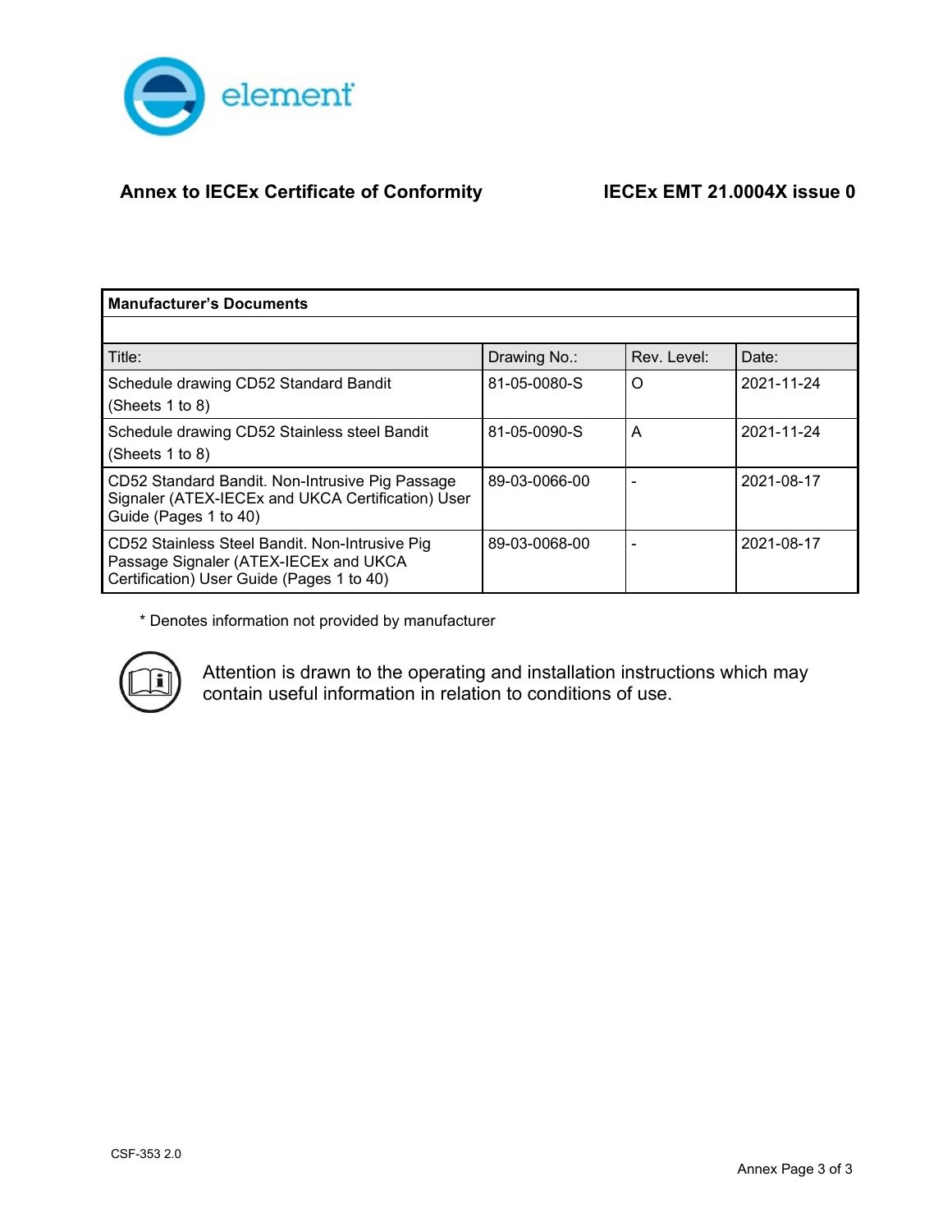**Annex to IECEx Certificate of Conformity** **IECEx EMT 21.0004X issue 0**

| **Manufacturer's Documents** | | | |
|---|---|---|---|
| | | | |
| Title: | Drawing No.: | Rev. Level: | Date: |
| Schedule drawing CD52 Standard Bandit (Sheets 1 to 8) | 81-05-0080-S | O | 2021-11-24 |
| Schedule drawing CD52 Stainless steel Bandit (Sheets 1 to 8) | 81-05-0090-S | A | 2021-11-24 |
| CD52 Standard Bandit. Non-Intrusive Pig Passage Signaler (ATEX-IECEx and UKCA Certification) User Guide (Pages 1 to 40) | 89-03-0066-00 | - | 2021-08-17 |
| CD52 Stainless Steel Bandit. Non-Intrusive Pig Passage Signaler (ATEX-IECEx and UKCA Certification) User Guide (Pages 1 to 40) | 89-03-0068-00 | - | 2021-08-17 |

\* Denotes information not provided by manufacturer

Attention is drawn to the operating and installation instructions which may contain useful information in relation to conditions of use.

CSF-353 2.0